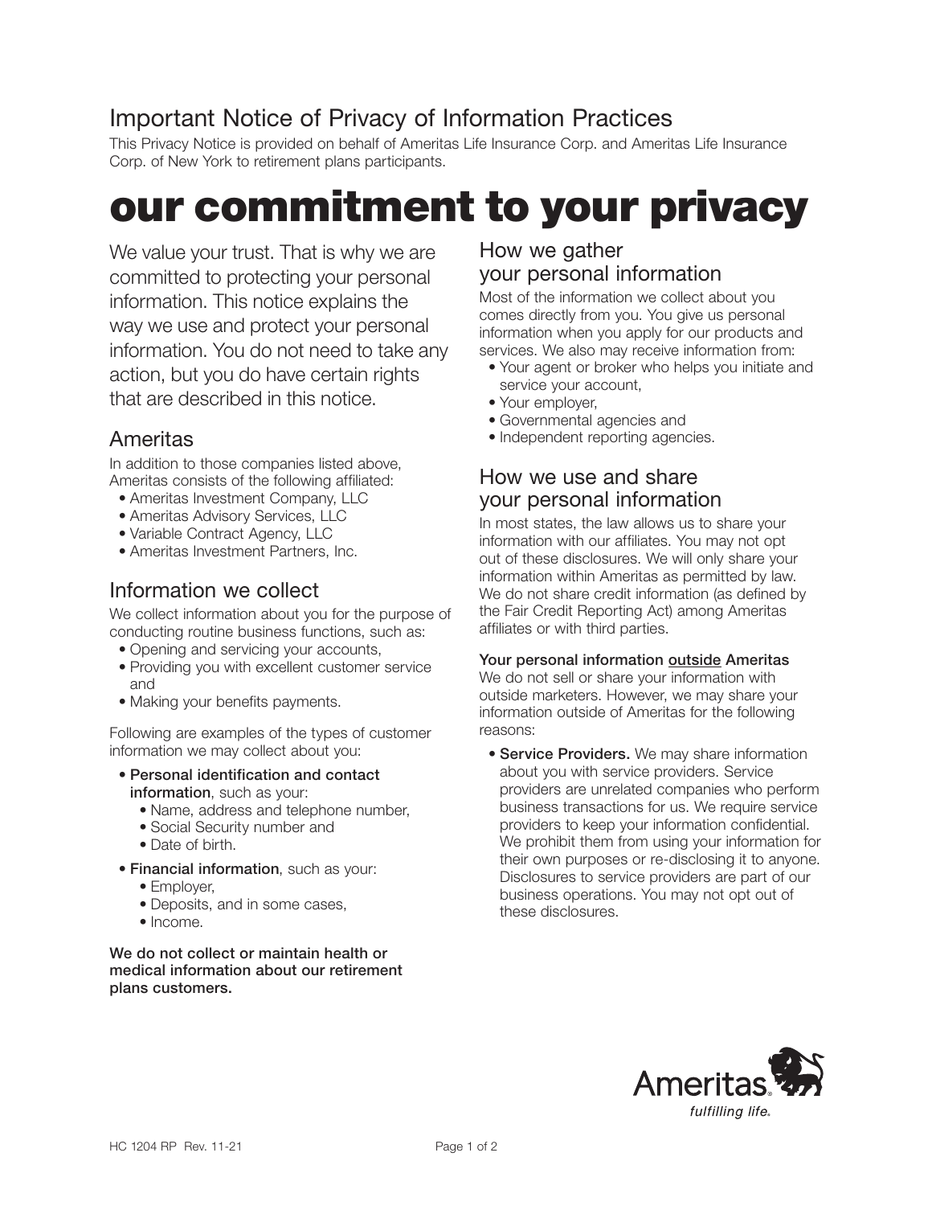## Important Notice of Privacy of Information Practices

This Privacy Notice is provided on behalf of Ameritas Life Insurance Corp. and Ameritas Life Insurance Corp. of New York to retirement plans participants.

# our commitment to your privacy

We value your trust. That is why we are committed to protecting your personal information. This notice explains the way we use and protect your personal information. You do not need to take any action, but you do have certain rights that are described in this notice.

## Ameritas

In addition to those companies listed above, Ameritas consists of the following affiliated:

- Ameritas Investment Company, LLC
- Ameritas Advisory Services, LLC
- Variable Contract Agency, LLC
- Ameritas Investment Partners, Inc.

## Information we collect

We collect information about you for the purpose of conducting routine business functions, such as:

- Opening and servicing your accounts,
- Providing you with excellent customer service and
- Making your benefits payments.

Following are examples of the types of customer information we may collect about you:

- **Personal identification and contact information**, such as your:
  - Name, address and telephone number,
  - Social Security number and
  - Date of birth.
- **Financial information**, such as your:
  - Employer,
  - Deposits, and in some cases,
  - Income.

**We do not collect or maintain health or medical information about our retirement plans customers.**

## How we gather your personal information

Most of the information we collect about you comes directly from you. You give us personal information when you apply for our products and services. We also may receive information from:

- Your agent or broker who helps you initiate and service your account,
- Your employer,
- Governmental agencies and
- Independent reporting agencies.

## How we use and share your personal information

In most states, the law allows us to share your information with our affiliates. You may not opt out of these disclosures. We will only share your information within Ameritas as permitted by law. We do not share credit information (as defined by the Fair Credit Reporting Act) among Ameritas affiliates or with third parties.

**Your personal information outside Ameritas**

We do not sell or share your information with outside marketers. However, we may share your information outside of Ameritas for the following reasons:

- **Service Providers.** We may share information about you with service providers. Service providers are unrelated companies who perform business transactions for us. We require service providers to keep your information confidential. We prohibit them from using your information for their own purposes or re-disclosing it to anyone. Disclosures to service providers are part of our business operations. You may not opt out of these disclosures.

Ameritas
*fulfilling life.*

HC 1204 RP Rev. 11-21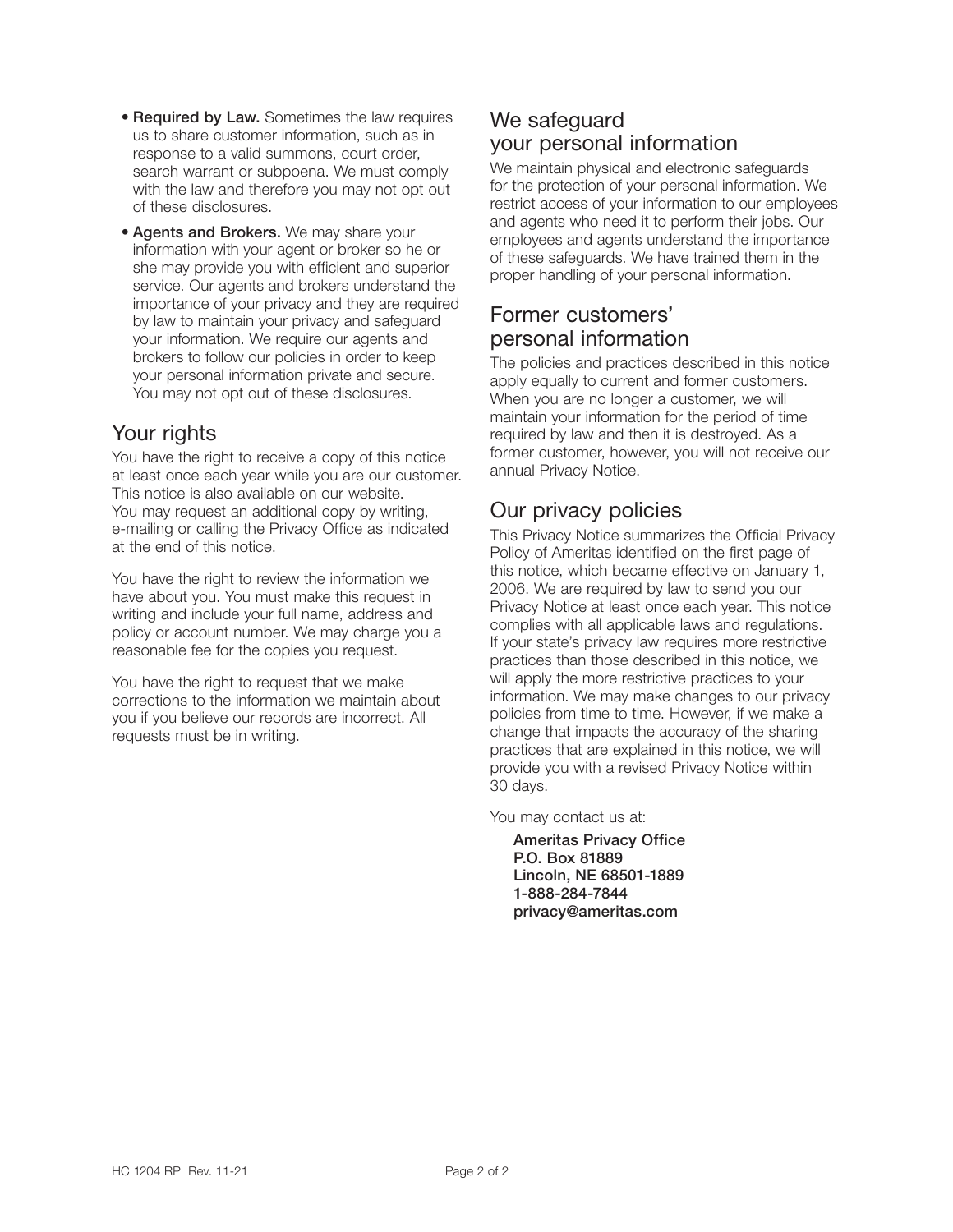- **Required by Law.** Sometimes the law requires us to share customer information, such as in response to a valid summons, court order, search warrant or subpoena. We must comply with the law and therefore you may not opt out of these disclosures.
- **Agents and Brokers.** We may share your information with your agent or broker so he or she may provide you with efficient and superior service. Our agents and brokers understand the importance of your privacy and they are required by law to maintain your privacy and safeguard your information. We require our agents and brokers to follow our policies in order to keep your personal information private and secure. You may not opt out of these disclosures.

## Your rights

You have the right to receive a copy of this notice at least once each year while you are our customer. This notice is also available on our website. You may request an additional copy by writing, e-mailing or calling the Privacy Office as indicated at the end of this notice.

You have the right to review the information we have about you. You must make this request in writing and include your full name, address and policy or account number. We may charge you a reasonable fee for the copies you request.

You have the right to request that we make corrections to the information we maintain about you if you believe our records are incorrect. All requests must be in writing.

## We safeguard your personal information

We maintain physical and electronic safeguards for the protection of your personal information. We restrict access of your information to our employees and agents who need it to perform their jobs. Our employees and agents understand the importance of these safeguards. We have trained them in the proper handling of your personal information.

## Former customers' personal information

The policies and practices described in this notice apply equally to current and former customers. When you are no longer a customer, we will maintain your information for the period of time required by law and then it is destroyed. As a former customer, however, you will not receive our annual Privacy Notice.

## Our privacy policies

This Privacy Notice summarizes the Official Privacy Policy of Ameritas identified on the first page of this notice, which became effective on January 1, 2006. We are required by law to send you our Privacy Notice at least once each year. This notice complies with all applicable laws and regulations. If your state's privacy law requires more restrictive practices than those described in this notice, we will apply the more restrictive practices to your information. We may make changes to our privacy policies from time to time. However, if we make a change that impacts the accuracy of the sharing practices that are explained in this notice, we will provide you with a revised Privacy Notice within 30 days.

You may contact us at:

**Ameritas Privacy Office**
**P.O. Box 81889**
**Lincoln, NE 68501-1889**
**1-888-284-7844**
**privacy@ameritas.com**

HC 1204 RP Rev. 11-21